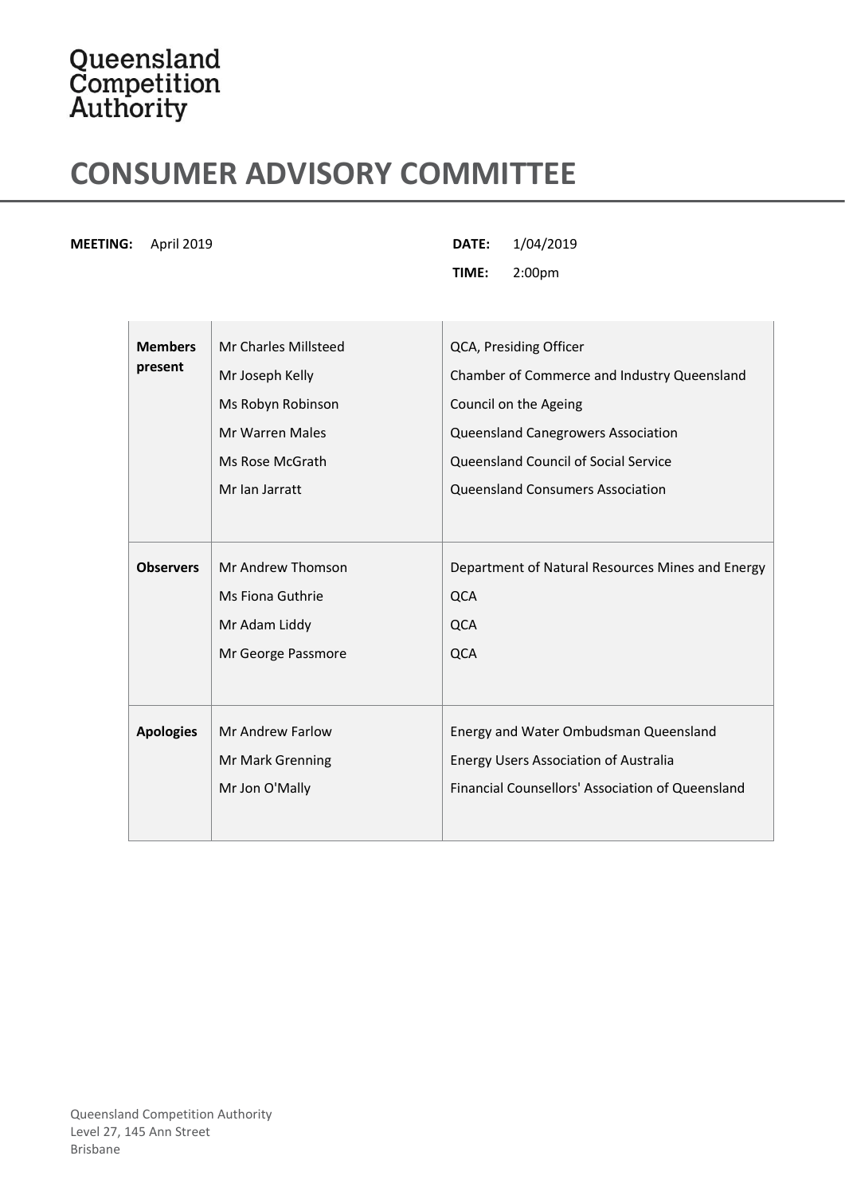Queensland Competition Authority

# CONSUMER ADVISORY COMMITTEE

**MEETING:** April 2019

**DATE:** 1/04/2019

**TIME:** 2:00pm

| | | |
|---|---|---|
| **Members present** | Mr Charles Millsteed | QCA, Presiding Officer |
| | Mr Joseph Kelly | Chamber of Commerce and Industry Queensland |
| | Ms Robyn Robinson | Council on the Ageing |
| | Mr Warren Males | Queensland Canegrowers Association |
| | Ms Rose McGrath | Queensland Council of Social Service |
| | Mr Ian Jarratt | Queensland Consumers Association |
| **Observers** | Mr Andrew Thomson | Department of Natural Resources Mines and Energy |
| | Ms Fiona Guthrie | QCA |
| | Mr Adam Liddy | QCA |
| | Mr George Passmore | QCA |
| **Apologies** | Mr Andrew Farlow | Energy and Water Ombudsman Queensland |
| | Mr Mark Grenning | Energy Users Association of Australia |
| | Mr Jon O'Mally | Financial Counsellors' Association of Queensland |

Queensland Competition Authority
Level 27, 145 Ann Street
Brisbane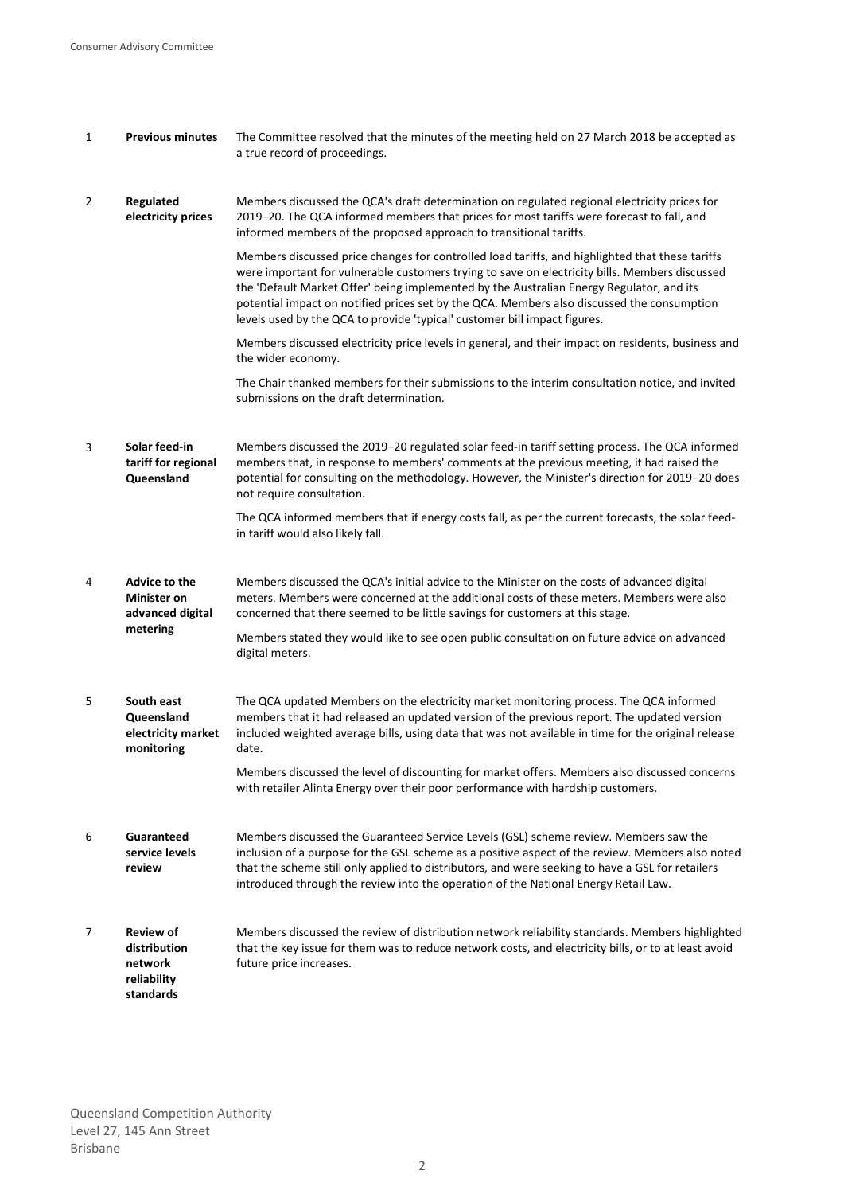| | | |
|---|---|---|
| 1 | **Previous minutes** | The Committee resolved that the minutes of the meeting held on 27 March 2018 be accepted as a true record of proceedings. |
| 2 | **Regulated electricity prices** | Members discussed the QCA's draft determination on regulated regional electricity prices for 2019–20. The QCA informed members that prices for most tariffs were forecast to fall, and informed members of the proposed approach to transitional tariffs.<br><br>Members discussed price changes for controlled load tariffs, and highlighted that these tariffs were important for vulnerable customers trying to save on electricity bills. Members discussed the 'Default Market Offer' being implemented by the Australian Energy Regulator, and its potential impact on notified prices set by the QCA. Members also discussed the consumption levels used by the QCA to provide 'typical' customer bill impact figures.<br><br>Members discussed electricity price levels in general, and their impact on residents, business and the wider economy.<br><br>The Chair thanked members for their submissions to the interim consultation notice, and invited submissions on the draft determination. |
| 3 | **Solar feed-in tariff for regional Queensland** | Members discussed the 2019–20 regulated solar feed-in tariff setting process. The QCA informed members that, in response to members' comments at the previous meeting, it had raised the potential for consulting on the methodology. However, the Minister's direction for 2019–20 does not require consultation.<br><br>The QCA informed members that if energy costs fall, as per the current forecasts, the solar feed-in tariff would also likely fall. |
| 4 | **Advice to the Minister on advanced digital metering** | Members discussed the QCA's initial advice to the Minister on the costs of advanced digital meters. Members were concerned at the additional costs of these meters. Members were also concerned that there seemed to be little savings for customers at this stage.<br><br>Members stated they would like to see open public consultation on future advice on advanced digital meters. |
| 5 | **South east Queensland electricity market monitoring** | The QCA updated Members on the electricity market monitoring process. The QCA informed members that it had released an updated version of the previous report. The updated version included weighted average bills, using data that was not available in time for the original release date.<br><br>Members discussed the level of discounting for market offers. Members also discussed concerns with retailer Alinta Energy over their poor performance with hardship customers. |
| 6 | **Guaranteed service levels review** | Members discussed the Guaranteed Service Levels (GSL) scheme review. Members saw the inclusion of a purpose for the GSL scheme as a positive aspect of the review. Members also noted that the scheme still only applied to distributors, and were seeking to have a GSL for retailers introduced through the review into the operation of the National Energy Retail Law. |
| 7 | **Review of distribution network reliability standards** | Members discussed the review of distribution network reliability standards. Members highlighted that the key issue for them was to reduce network costs, and electricity bills, or to at least avoid future price increases. |

Queensland Competition Authority
Level 27, 145 Ann Street
Brisbane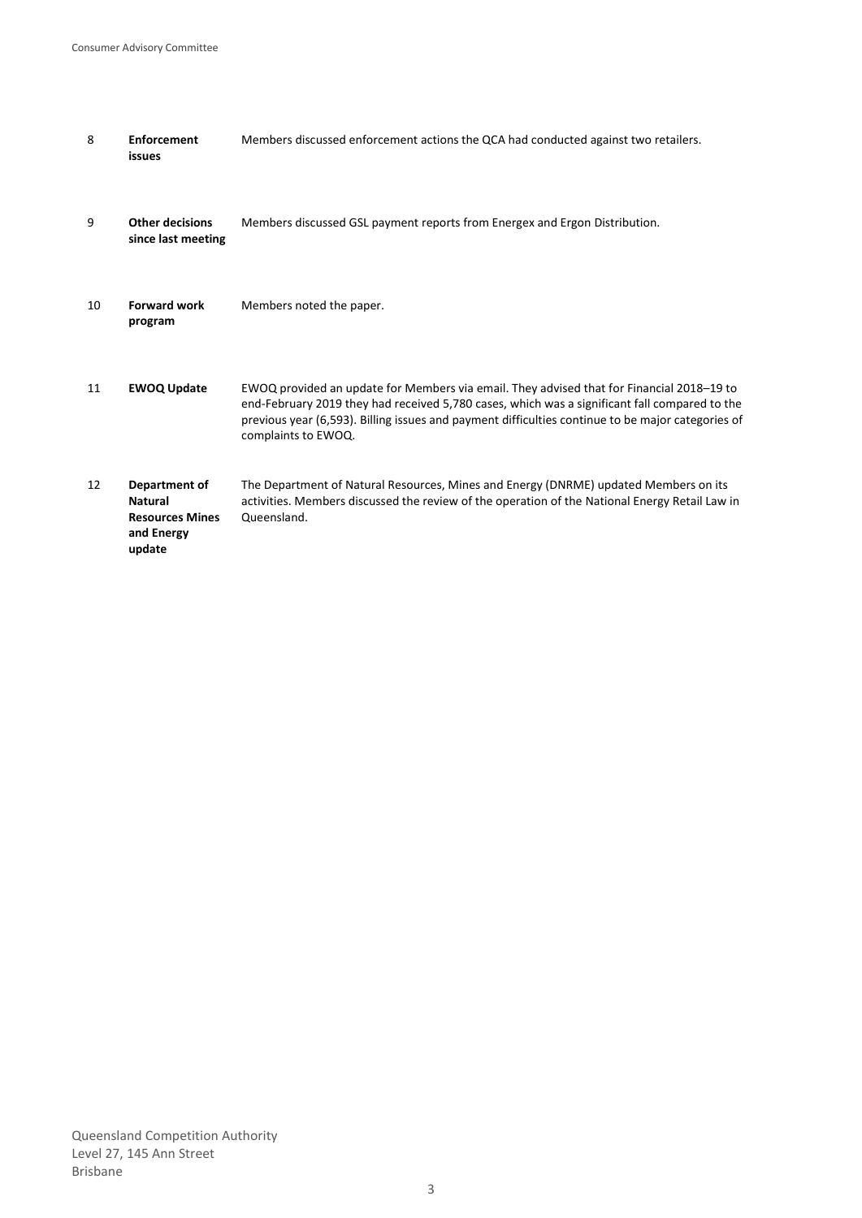| | | |
|---|---|---|
| 8 | **Enforcement issues** | Members discussed enforcement actions the QCA had conducted against two retailers. |
| 9 | **Other decisions since last meeting** | Members discussed GSL payment reports from Energex and Ergon Distribution. |
| 10 | **Forward work program** | Members noted the paper. |
| 11 | **EWOQ Update** | EWOQ provided an update for Members via email. They advised that for Financial 2018–19 to end-February 2019 they had received 5,780 cases, which was a significant fall compared to the previous year (6,593). Billing issues and payment difficulties continue to be major categories of complaints to EWOQ. |
| 12 | **Department of Natural Resources Mines and Energy update** | The Department of Natural Resources, Mines and Energy (DNRME) updated Members on its activities. Members discussed the review of the operation of the National Energy Retail Law in Queensland. |

Queensland Competition Authority
Level 27, 145 Ann Street
Brisbane